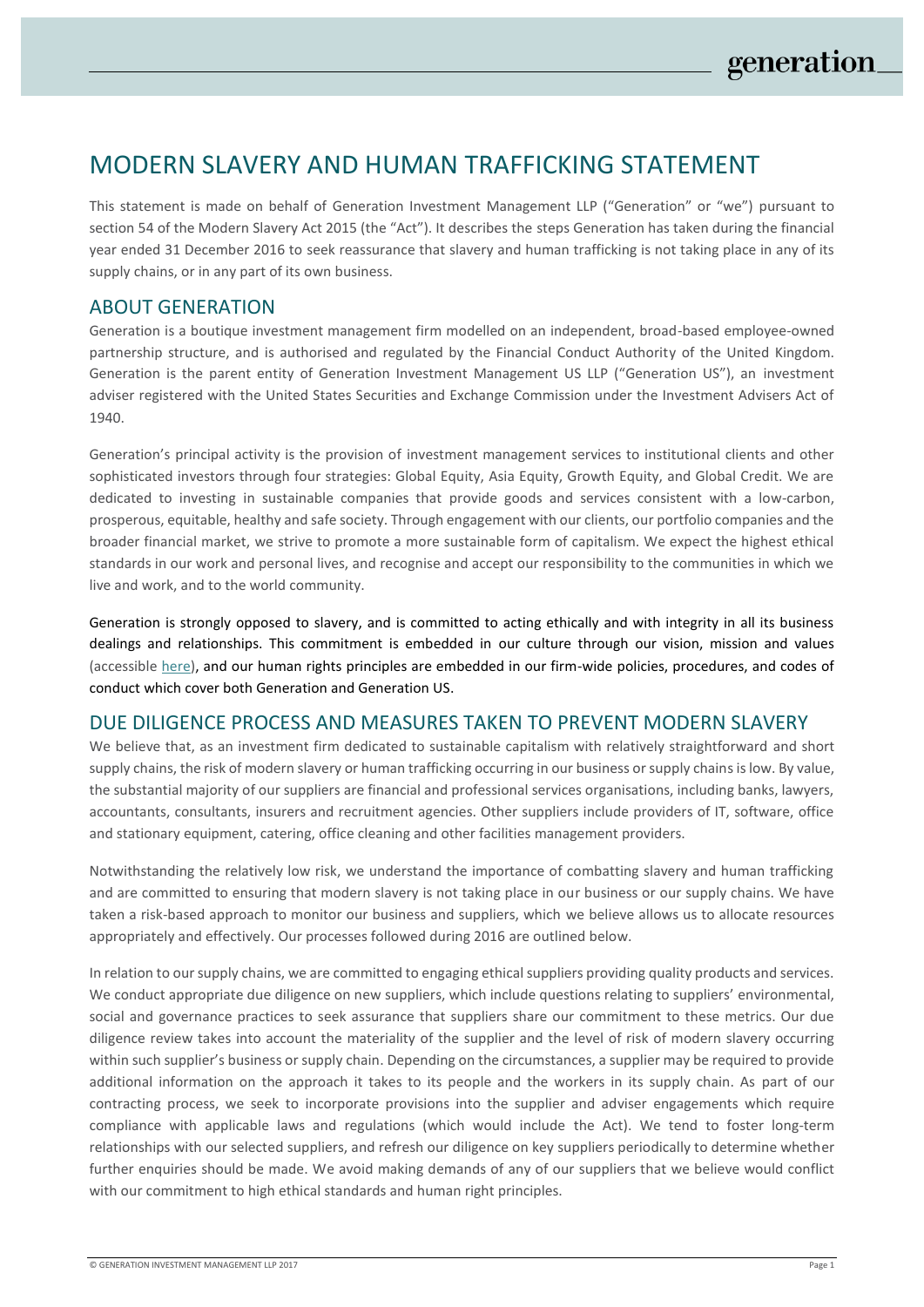# MODERN SLAVERY AND HUMAN TRAFFICKING STATEMENT

This statement is made on behalf of Generation Investment Management LLP ("Generation" or "we") pursuant to section 54 of the Modern Slavery Act 2015 (the "Act"). It describes the steps Generation has taken during the financial year ended 31 December 2016 to seek reassurance that slavery and human trafficking is not taking place in any of its supply chains, or in any part of its own business.

## ABOUT GENERATION

Generation is a boutique investment management firm modelled on an independent, broad-based employee-owned partnership structure, and is authorised and regulated by the Financial Conduct Authority of the United Kingdom. Generation is the parent entity of Generation Investment Management US LLP ("Generation US"), an investment adviser registered with the United States Securities and Exchange Commission under the Investment Advisers Act of 1940.

Generation's principal activity is the provision of investment management services to institutional clients and other sophisticated investors through four strategies: Global Equity, Asia Equity, Growth Equity, and Global Credit. We are dedicated to investing in sustainable companies that provide goods and services consistent with a low-carbon, prosperous, equitable, healthy and safe society. Through engagement with our clients, our portfolio companies and the broader financial market, we strive to promote a more sustainable form of capitalism. We expect the highest ethical standards in our work and personal lives, and recognise and accept our responsibility to the communities in which we live and work, and to the world community.

Generation is strongly opposed to slavery, and is committed to acting ethically and with integrity in all its business dealings and relationships. This commitment is embedded in our culture through our vision, mission and values (accessible here), and our human rights principles are embedded in our firm-wide policies, procedures, and codes of conduct which cover both Generation and Generation US.

## DUE DILIGENCE PROCESS AND MEASURES TAKEN TO PREVENT MODERN SLAVERY

We believe that, as an investment firm dedicated to sustainable capitalism with relatively straightforward and short supply chains, the risk of modern slavery or human trafficking occurring in our business or supply chains is low. By value, the substantial majority of our suppliers are financial and professional services organisations, including banks, lawyers, accountants, consultants, insurers and recruitment agencies. Other suppliers include providers of IT, software, office and stationary equipment, catering, office cleaning and other facilities management providers.

Notwithstanding the relatively low risk, we understand the importance of combatting slavery and human trafficking and are committed to ensuring that modern slavery is not taking place in our business or our supply chains. We have taken a risk-based approach to monitor our business and suppliers, which we believe allows us to allocate resources appropriately and effectively. Our processes followed during 2016 are outlined below.

In relation to our supply chains, we are committed to engaging ethical suppliers providing quality products and services. We conduct appropriate due diligence on new suppliers, which include questions relating to suppliers' environmental, social and governance practices to seek assurance that suppliers share our commitment to these metrics. Our due diligence review takes into account the materiality of the supplier and the level of risk of modern slavery occurring within such supplier's business or supply chain. Depending on the circumstances, a supplier may be required to provide additional information on the approach it takes to its people and the workers in its supply chain. As part of our contracting process, we seek to incorporate provisions into the supplier and adviser engagements which require compliance with applicable laws and regulations (which would include the Act). We tend to foster long-term relationships with our selected suppliers, and refresh our diligence on key suppliers periodically to determine whether further enquiries should be made. We avoid making demands of any of our suppliers that we believe would conflict with our commitment to high ethical standards and human right principles.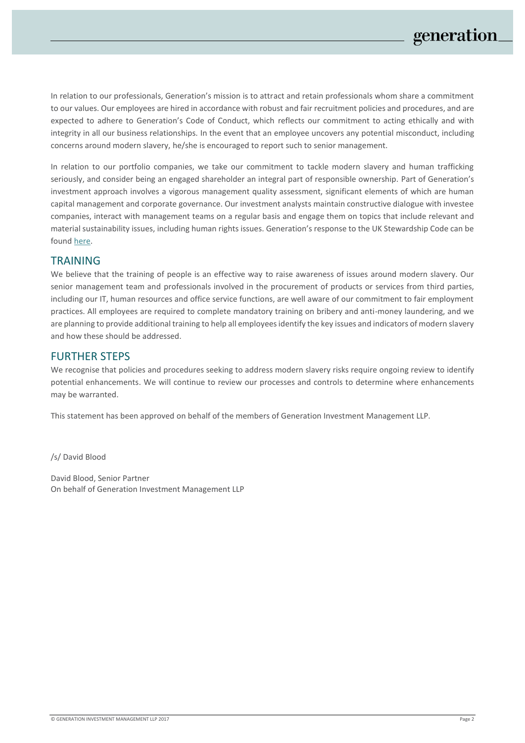In relation to our professionals, Generation's mission is to attract and retain professionals whom share a commitment to our values. Our employees are hired in accordance with robust and fair recruitment policies and procedures, and are expected to adhere to Generation's Code of Conduct, which reflects our commitment to acting ethically and with integrity in all our business relationships. In the event that an employee uncovers any potential misconduct, including concerns around modern slavery, he/she is encouraged to report such to senior management.

In relation to our portfolio companies, we take our commitment to tackle modern slavery and human trafficking seriously, and consider being an engaged shareholder an integral part of responsible ownership. Part of Generation's investment approach involves a vigorous management quality assessment, significant elements of which are human capital management and corporate governance. Our investment analysts maintain constructive dialogue with investee companies, interact with management teams on a regular basis and engage them on topics that include relevant and material sustainability issues, including human rights issues. Generation's response to the UK Stewardship Code can be found here.

## TRAINING

We believe that the training of people is an effective way to raise awareness of issues around modern slavery. Our senior management team and professionals involved in the procurement of products or services from third parties, including our IT, human resources and office service functions, are well aware of our commitment to fair employment practices. All employees are required to complete mandatory training on bribery and anti-money laundering, and we are planning to provide additional training to help all employees identify the key issues and indicators of modern slavery and how these should be addressed.

## FURTHER STEPS

We recognise that policies and procedures seeking to address modern slavery risks require ongoing review to identify potential enhancements. We will continue to review our processes and controls to determine where enhancements may be warranted.

This statement has been approved on behalf of the members of Generation Investment Management LLP.

/s/ David Blood

David Blood, Senior Partner
On behalf of Generation Investment Management LLP